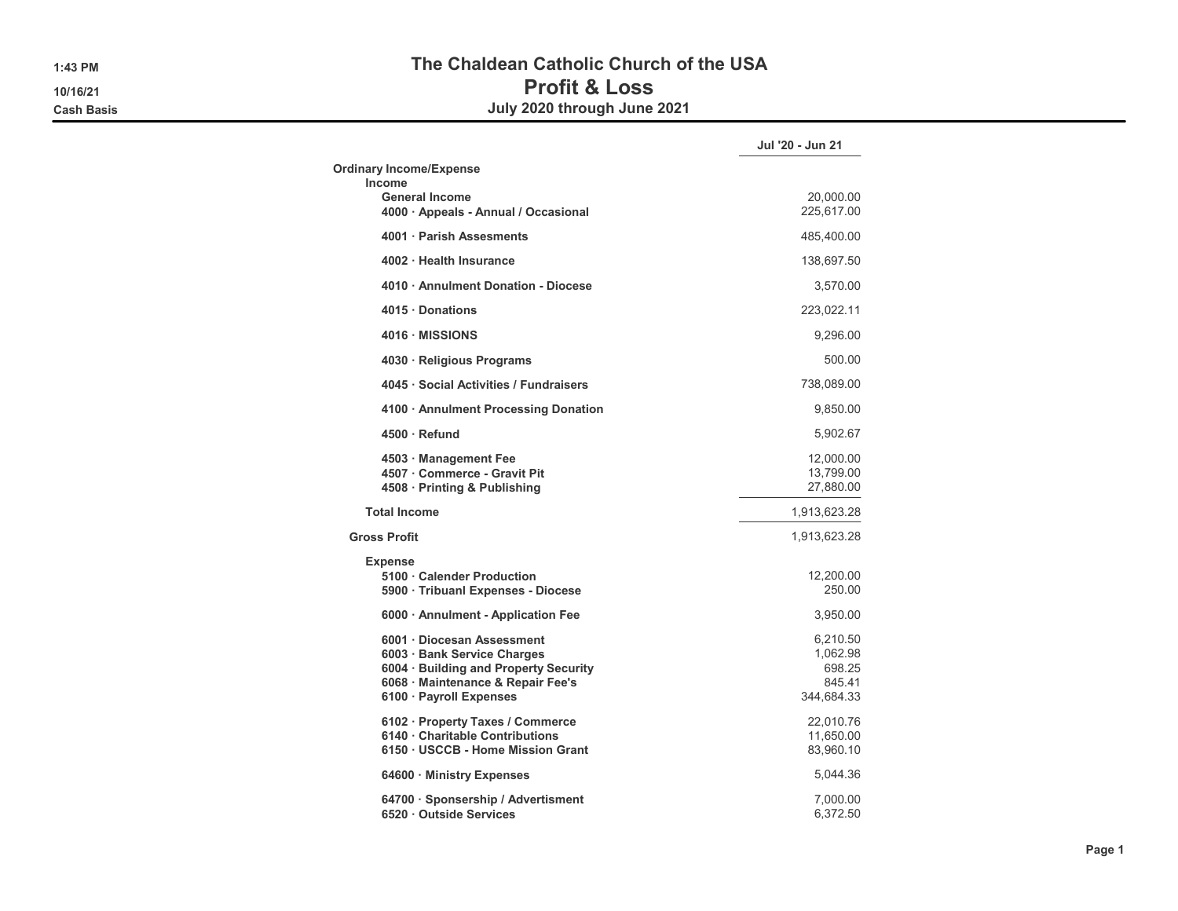# The Chaldean Catholic Church of the USA
## Profit & Loss
### July 2020 through June 2021

1:43 PM
10/16/21
Cash Basis

| | Jul '20 - Jun 21 |
|---|---|
| **Ordinary Income/Expense** | |
| **Income** | |
| **General Income** | 20,000.00 |
| **4000 · Appeals - Annual / Occasional** | 225,617.00 |
| **4001 · Parish Assesments** | 485,400.00 |
| **4002 · Health Insurance** | 138,697.50 |
| **4010 · Annulment Donation - Diocese** | 3,570.00 |
| **4015 · Donations** | 223,022.11 |
| **4016 · MISSIONS** | 9,296.00 |
| **4030 · Religious Programs** | 500.00 |
| **4045 · Social Activities / Fundraisers** | 738,089.00 |
| **4100 · Annulment Processing Donation** | 9,850.00 |
| **4500 · Refund** | 5,902.67 |
| **4503 · Management Fee** | 12,000.00 |
| **4507 · Commerce - Gravit Pit** | 13,799.00 |
| **4508 · Printing & Publishing** | 27,880.00 |
| **Total Income** | 1,913,623.28 |
| **Gross Profit** | 1,913,623.28 |
| **Expense** | |
| **5100 · Calender Production** | 12,200.00 |
| **5900 · Tribuanl Expenses - Diocese** | 250.00 |
| **6000 · Annulment - Application Fee** | 3,950.00 |
| **6001 · Diocesan Assessment** | 6,210.50 |
| **6003 · Bank Service Charges** | 1,062.98 |
| **6004 · Building and Property Security** | 698.25 |
| **6068 · Maintenance & Repair Fee's** | 845.41 |
| **6100 · Payroll Expenses** | 344,684.33 |
| **6102 · Property Taxes / Commerce** | 22,010.76 |
| **6140 · Charitable Contributions** | 11,650.00 |
| **6150 · USCCB - Home Mission Grant** | 83,960.10 |
| **64600 · Ministry Expenses** | 5,044.36 |
| **64700 · Sponsership / Advertisment** | 7,000.00 |
| **6520 · Outside Services** | 6,372.50 |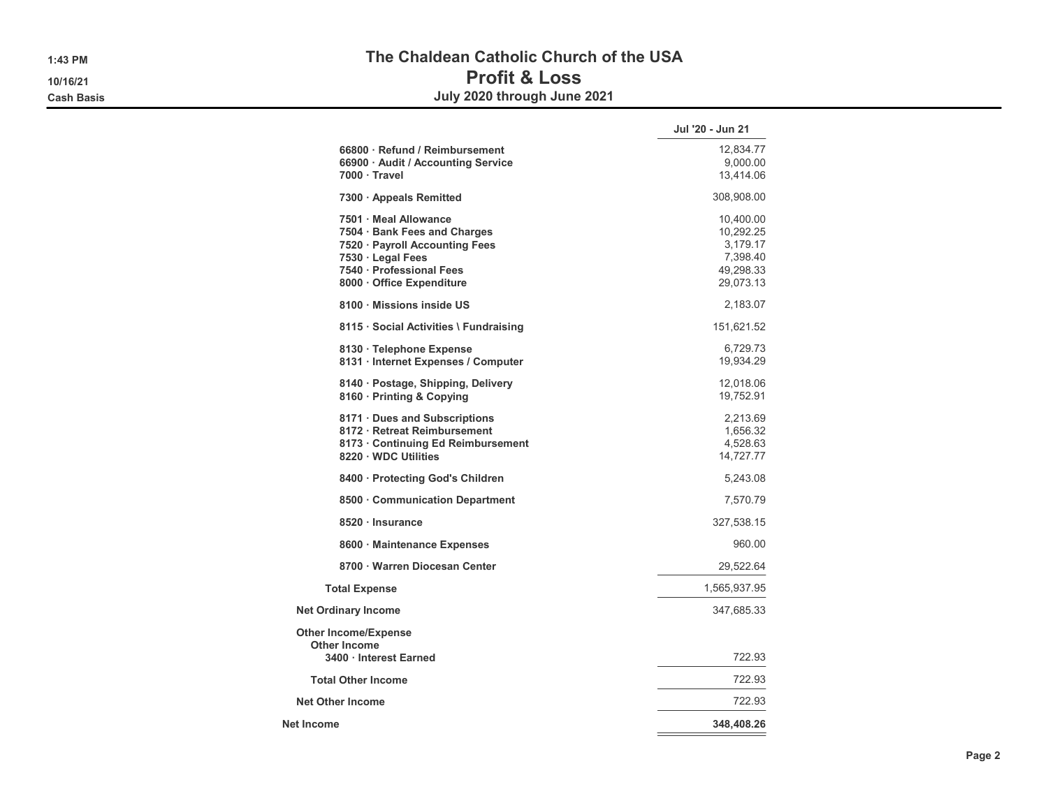# The Chaldean Catholic Church of the USA
## Profit & Loss
### July 2020 through June 2021

1:43 PM
10/16/21
Cash Basis

| | Jul '20 - Jun 21 |
|---|---|
| 66800 · Refund / Reimbursement | 12,834.77 |
| 66900 · Audit / Accounting Service | 9,000.00 |
| 7000 · Travel | 13,414.06 |
| 7300 · Appeals Remitted | 308,908.00 |
| 7501 · Meal Allowance | 10,400.00 |
| 7504 · Bank Fees and Charges | 10,292.25 |
| 7520 · Payroll Accounting Fees | 3,179.17 |
| 7530 · Legal Fees | 7,398.40 |
| 7540 · Professional Fees | 49,298.33 |
| 8000 · Office Expenditure | 29,073.13 |
| 8100 · Missions inside US | 2,183.07 |
| 8115 · Social Activities \ Fundraising | 151,621.52 |
| 8130 · Telephone Expense | 6,729.73 |
| 8131 · Internet Expenses / Computer | 19,934.29 |
| 8140 · Postage, Shipping, Delivery | 12,018.06 |
| 8160 · Printing & Copying | 19,752.91 |
| 8171 · Dues and Subscriptions | 2,213.69 |
| 8172 · Retreat Reimbursement | 1,656.32 |
| 8173 · Continuing Ed Reimbursement | 4,528.63 |
| 8220 · WDC Utilities | 14,727.77 |
| 8400 · Protecting God's Children | 5,243.08 |
| 8500 · Communication Department | 7,570.79 |
| 8520 · Insurance | 327,538.15 |
| 8600 · Maintenance Expenses | 960.00 |
| 8700 · Warren Diocesan Center | 29,522.64 |
| Total Expense | 1,565,937.95 |
| Net Ordinary Income | 347,685.33 |
| Other Income/Expense | |
| Other Income | |
| 3400 · Interest Earned | 722.93 |
| Total Other Income | 722.93 |
| Net Other Income | 722.93 |
| **Net Income** | **348,408.26** |